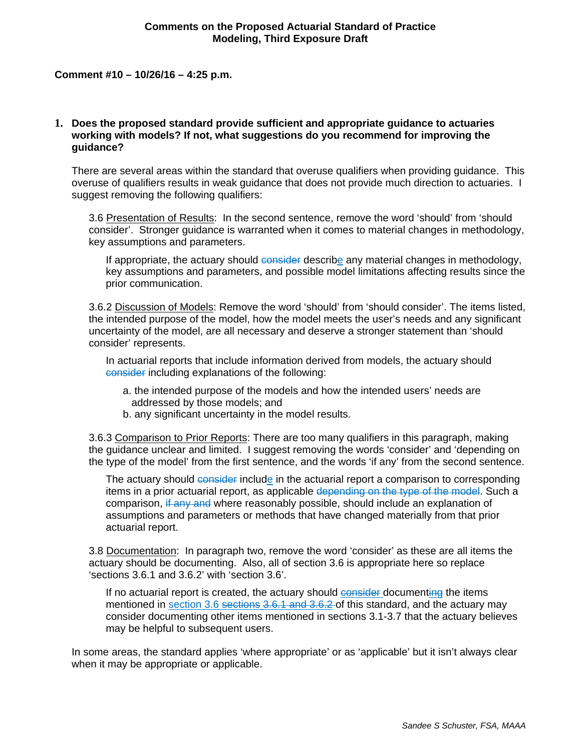**Comments on the Proposed Actuarial Standard of Practice**
**Modeling, Third Exposure Draft**

**Comment #10 – 10/26/16 – 4:25 p.m.**

**1. Does the proposed standard provide sufficient and appropriate guidance to actuaries working with models? If not, what suggestions do you recommend for improving the guidance?**

There are several areas within the standard that overuse qualifiers when providing guidance. This overuse of qualifiers results in weak guidance that does not provide much direction to actuaries. I suggest removing the following qualifiers:

> 3.6 <u>Presentation of Results</u>: In the second sentence, remove the word 'should' from 'should consider'. Stronger guidance is warranted when it comes to material changes in methodology, key assumptions and parameters.
>
> > If appropriate, the actuary should ~~consider~~ describ<u>e</u> any material changes in methodology, key assumptions and parameters, and possible model limitations affecting results since the prior communication.
>
> 3.6.2 <u>Discussion of Models</u>: Remove the word 'should' from 'should consider'. The items listed, the intended purpose of the model, how the model meets the user's needs and any significant uncertainty of the model, are all necessary and deserve a stronger statement than 'should consider' represents.
>
> > In actuarial reports that include information derived from models, the actuary should ~~consider~~ including explanations of the following:
> >
> > a. the intended purpose of the models and how the intended users' needs are addressed by those models; and
> > b. any significant uncertainty in the model results.
>
> 3.6.3 <u>Comparison to Prior Reports</u>: There are too many qualifiers in this paragraph, making the guidance unclear and limited. I suggest removing the words 'consider' and 'depending on the type of the model' from the first sentence, and the words 'if any' from the second sentence.
>
> > The actuary should ~~consider~~ includ<u>e</u> in the actuarial report a comparison to corresponding items in a prior actuarial report, as applicable ~~depending on the type of the model~~. Such a comparison, ~~if any and~~ where reasonably possible, should include an explanation of assumptions and parameters or methods that have changed materially from that prior actuarial report.
>
> 3.8 <u>Documentation</u>: In paragraph two, remove the word 'consider' as these are all items the actuary should be documenting. Also, all of section 3.6 is appropriate here so replace 'sections 3.6.1 and 3.6.2' with 'section 3.6'.
>
> > If no actuarial report is created, the actuary should ~~consider~~ document~~ing~~ the items mentioned in <u>section 3.6</u> ~~sections 3.6.1 and 3.6.2~~ of this standard, and the actuary may consider documenting other items mentioned in sections 3.1-3.7 that the actuary believes may be helpful to subsequent users.

In some areas, the standard applies 'where appropriate' or as 'applicable' but it isn't always clear when it may be appropriate or applicable.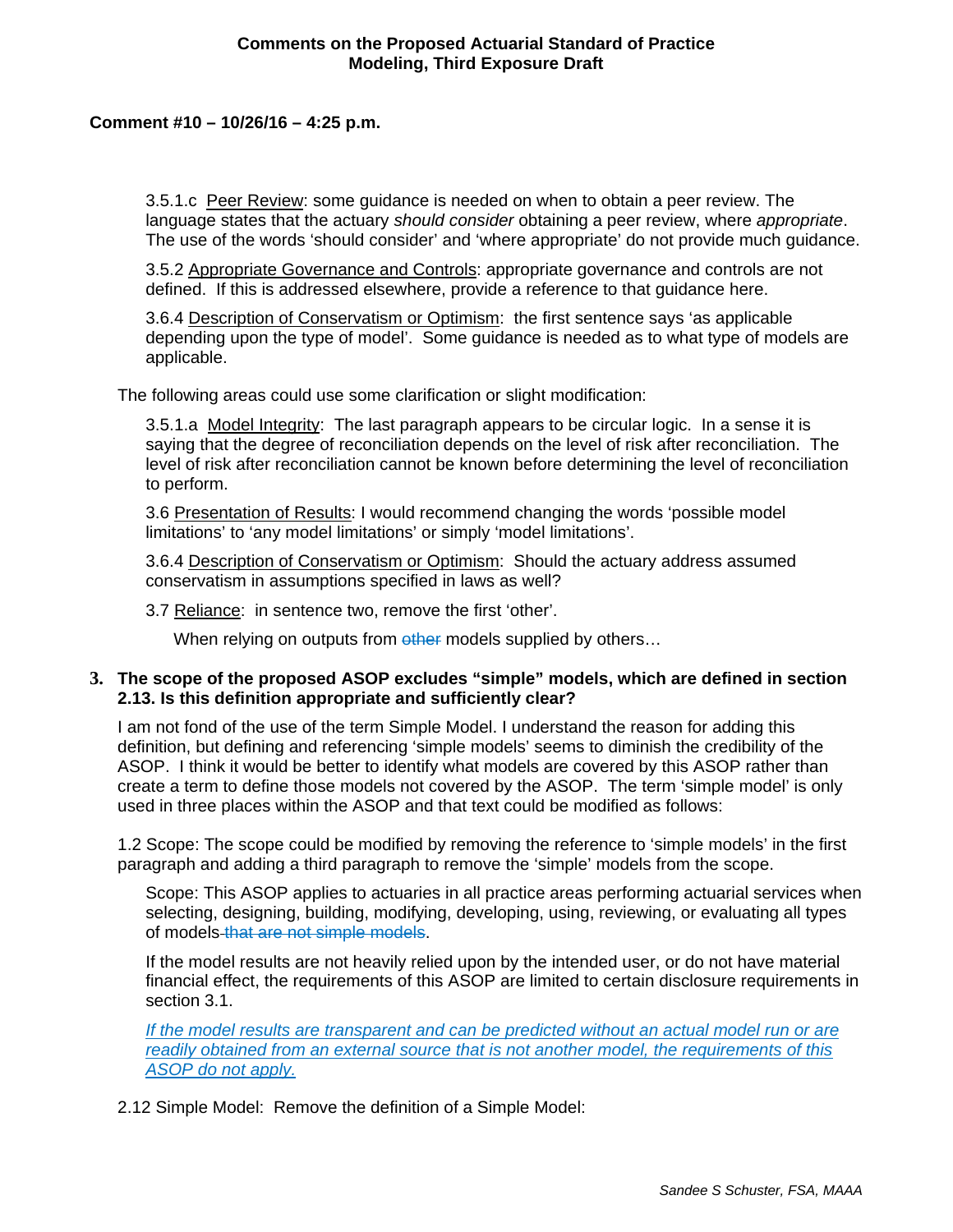3.5.1.c Peer Review: some guidance is needed on when to obtain a peer review. The language states that the actuary *should consider* obtaining a peer review, where *appropriate*. The use of the words 'should consider' and 'where appropriate' do not provide much guidance.

3.5.2 Appropriate Governance and Controls: appropriate governance and controls are not defined. If this is addressed elsewhere, provide a reference to that guidance here.

3.6.4 Description of Conservatism or Optimism: the first sentence says 'as applicable depending upon the type of model'. Some guidance is needed as to what type of models are applicable.

The following areas could use some clarification or slight modification:

3.5.1.a Model Integrity: The last paragraph appears to be circular logic. In a sense it is saying that the degree of reconciliation depends on the level of risk after reconciliation. The level of risk after reconciliation cannot be known before determining the level of reconciliation to perform.

3.6 Presentation of Results: I would recommend changing the words 'possible model limitations' to 'any model limitations' or simply 'model limitations'.

3.6.4 Description of Conservatism or Optimism: Should the actuary address assumed conservatism in assumptions specified in laws as well?

3.7 Reliance: in sentence two, remove the first 'other'.

When relying on outputs from ~~other~~ models supplied by others…

**3. The scope of the proposed ASOP excludes "simple" models, which are defined in section 2.13. Is this definition appropriate and sufficiently clear?**

I am not fond of the use of the term Simple Model. I understand the reason for adding this definition, but defining and referencing 'simple models' seems to diminish the credibility of the ASOP. I think it would be better to identify what models are covered by this ASOP rather than create a term to define those models not covered by the ASOP. The term 'simple model' is only used in three places within the ASOP and that text could be modified as follows:

1.2 Scope: The scope could be modified by removing the reference to 'simple models' in the first paragraph and adding a third paragraph to remove the 'simple' models from the scope.

Scope: This ASOP applies to actuaries in all practice areas performing actuarial services when selecting, designing, building, modifying, developing, using, reviewing, or evaluating all types of models ~~that are not simple models~~.

If the model results are not heavily relied upon by the intended user, or do not have material financial effect, the requirements of this ASOP are limited to certain disclosure requirements in section 3.1.

*If the model results are transparent and can be predicted without an actual model run or are readily obtained from an external source that is not another model, the requirements of this ASOP do not apply.*

2.12 Simple Model: Remove the definition of a Simple Model: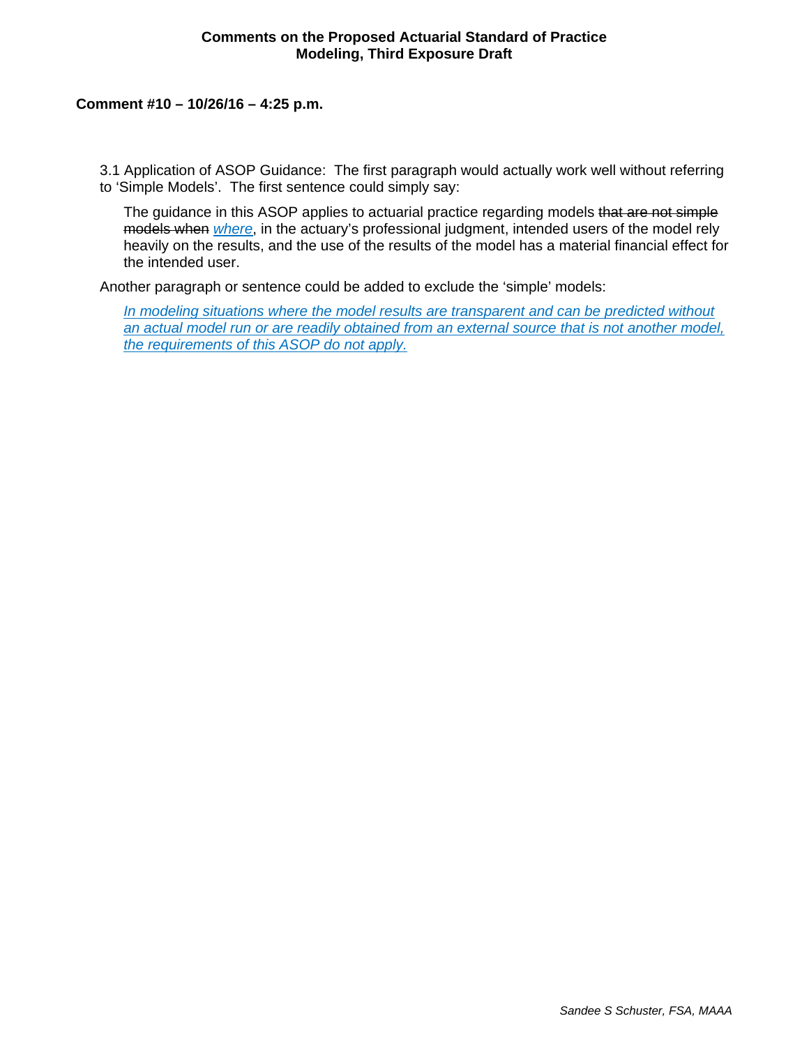**Comments on the Proposed Actuarial Standard of Practice**
**Modeling, Third Exposure Draft**

**Comment #10 – 10/26/16 – 4:25 p.m.**

3.1 Application of ASOP Guidance: The first paragraph would actually work well without referring to 'Simple Models'. The first sentence could simply say:

> The guidance in this ASOP applies to actuarial practice regarding models ~~that are not simple models when~~ *where*, in the actuary's professional judgment, intended users of the model rely heavily on the results, and the use of the results of the model has a material financial effect for the intended user.

Another paragraph or sentence could be added to exclude the 'simple' models:

> *In modeling situations where the model results are transparent and can be predicted without an actual model run or are readily obtained from an external source that is not another model, the requirements of this ASOP do not apply.*

*Sandee S Schuster, FSA, MAAA*